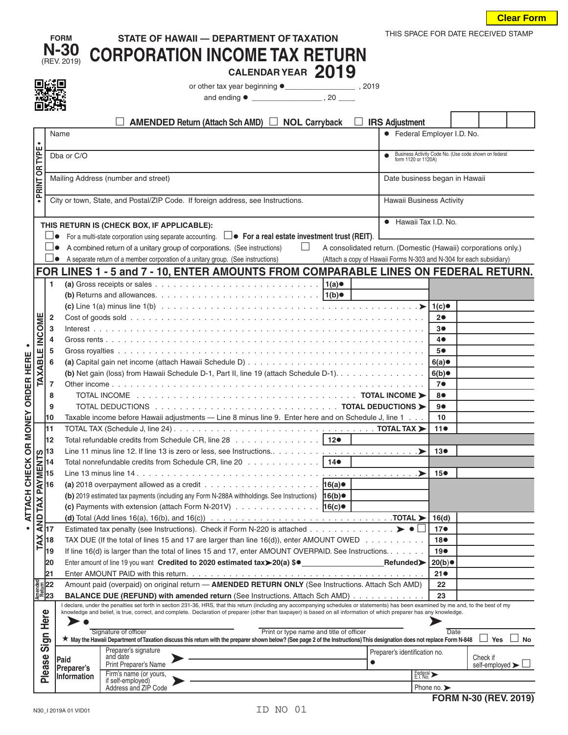Clear Form

FORM **N-30** (REV. 2019)

THIS SPACE FOR DATE RECEIVED STAMP

# STATE OF HAWAII — DEPARTMENT OF TAXATION
# CORPORATION INCOME TAX RETURN
## CALENDAR YEAR 2019

or other tax year beginning ● ________________ , 2019
and ending ● ________________ , 20 ____

☐ **AMENDED Return (Attach Sch AMD)** ☐ **NOL Carryback** ☐ **IRS Adjustment**

• PRINT OR TYPE •

| | |
|---|---|
| Name | ● Federal Employer I.D. No. |
| Dba or C/O | ● Business Activity Code No. (Use code shown on federal form 1120 or 1120A) |
| Mailing Address (number and street) | Date business began in Hawaii |
| City or town, State, and Postal/ZIP Code. If foreign address, see Instructions. | Hawaii Business Activity |
| | ● Hawaii Tax I.D. No. |

**THIS RETURN IS (CHECK BOX, IF APPLICABLE):**

- ☐● For a multi-state corporation using separate accounting. ☐● **For a real estate investment trust (REIT)**.
- ☐● A combined return of a unitary group of corporations. (See instructions) ☐ A consolidated return. (Domestic (Hawaii) corporations only.)
- ☐● A separate return of a member corporation of a unitary group. (See instructions) (Attach a copy of Hawaii Forms N-303 and N-304 for each subsidiary)

## FOR LINES 1 - 5 and 7 - 10, ENTER AMOUNTS FROM COMPARABLE LINES ON FEDERAL RETURN.

• ATTACH CHECK OR MONEY ORDER HERE •

**TAXABLE INCOME**

| Line | Description | | | | |
|---|---|---|---|---|---|
| 1 | (a) Gross receipts or sales | 1(a)● | | | |
| | (b) Returns and allowances | 1(b)● | | | |
| | (c) Line 1(a) minus line 1(b) ➤ | | | 1(c)● | |
| 2 | Cost of goods sold | | | 2● | |
| 3 | Interest | | | 3● | |
| 4 | Gross rents | | | 4● | |
| 5 | Gross royalties | | | 5● | |
| 6 | (a) Capital gain net income (attach Hawaii Schedule D) | | | 6(a)● | |
| | (b) Net gain (loss) from Hawaii Schedule D-1, Part II, line 19 (attach Schedule D-1) | | | 6(b)● | |
| 7 | Other income | | | 7● | |
| 8 | TOTAL INCOME — TOTAL INCOME ➤ | | | 8● | |
| 9 | TOTAL DEDUCTIONS — TOTAL DEDUCTIONS ➤ | | | 9● | |
| 10 | Taxable income before Hawaii adjustments — Line 8 minus line 9. Enter here and on Schedule J, line 1 | | | 10 | |

**TAX AND TAX PAYMENTS**

| Line | Description | | | | |
|---|---|---|---|---|---|
| 11 | TOTAL TAX (Schedule J, line 24) — TOTAL TAX ➤ | | | 11● | |
| 12 | Total refundable credits from Schedule CR, line 28 | 12● | | | |
| 13 | Line 11 minus line 12. If line 13 is zero or less, see Instructions. ➤ | | | 13● | |
| 14 | Total nonrefundable credits from Schedule CR, line 20 | 14● | | | |
| 15 | Line 13 minus line 14 ➤ | | | 15● | |
| 16 | (a) 2018 overpayment allowed as a credit | 16(a)● | | | |
| | (b) 2019 estimated tax payments (including any Form N-288A withholdings. See Instructions) | 16(b)● | | | |
| | (c) Payments with extension (attach Form N-201V) | 16(c)● | | | |
| | (d) Total (Add lines 16(a), 16(b), and 16(c)) — TOTAL ➤ | | | 16(d) | |
| 17 | Estimated tax penalty (see Instructions). Check if Form N-220 is attached ➤ ● ☐ | | | 17● | |
| 18 | TAX DUE (If the total of lines 15 and 17 are larger than line 16(d)), enter AMOUNT OWED | | | 18● | |
| 19 | If line 16(d) is larger than the total of lines 15 and 17, enter AMOUNT OVERPAID. See Instructions. | | | 19● | |
| 20 | Enter amount of line 19 you want **Credited to 2020 estimated tax**➤20(a) $● ________ Refunded➤ | | | 20(b)● | |
| 21 | Enter AMOUNT PAID with this return. | | | 21● | |

**Amended Return**

| Line | Description | | |
|---|---|---|---|
| 22 | Amount paid (overpaid) on original return — **AMENDED RETURN ONLY** (See Instructions. Attach Sch AMD) | 22 | |
| 23 | **BALANCE DUE (REFUND) with amended return** (See Instructions. Attach Sch AMD) | 23 | |

**Please Sign Here**

I declare, under the penalties set forth in section 231-36, HRS, that this return (including any accompanying schedules or statements) has been examined by me and, to the best of my knowledge and belief, is true, correct, and complete. Declaration of preparer (other than taxpayer) is based on all information of which preparer has any knowledge.

➤● ______________________ Signature of officer ______________________ Print or type name and title of officer ➤ __________ Date

★ **May the Hawaii Department of Taxation discuss this return with the preparer shown below? (See page 2 of the Instructions) This designation does not replace Form N-848** ☐ Yes ☐ No

**Paid Preparer's Information**

| | | | |
|---|---|---|---|
| Preparer's signature and date / Print Preparer's Name | ➤ | Preparer's identification no. ● | Check if self-employed ➤ ☐ |
| Firm's name (or yours, if self-employed) Address and ZIP Code | ➤ | Federal E.I. No. ➤ | |
| | | Phone no. ➤ | |

**FORM N-30 (REV. 2019)**

N30_I 2019A 01 VID01

ID NO 01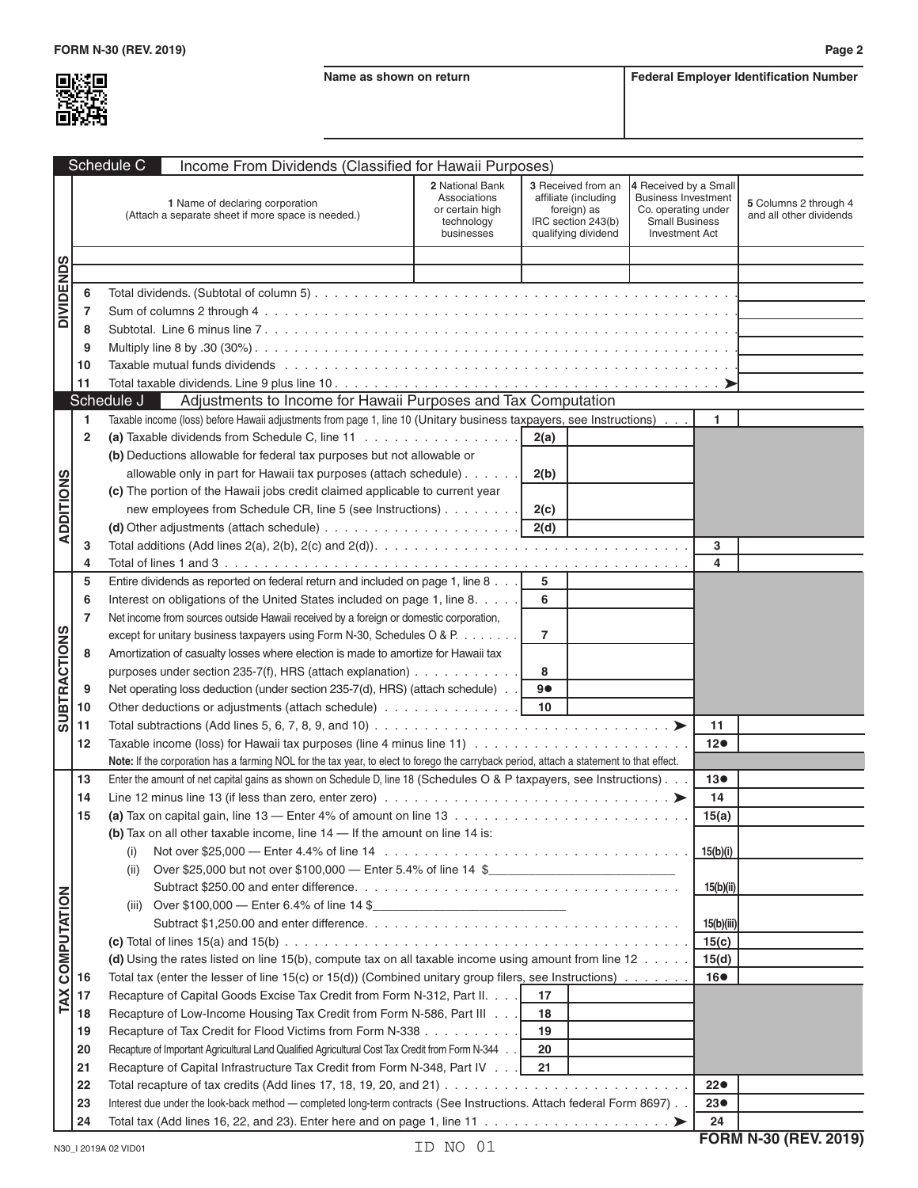Name as shown on return | Federal Employer Identification Number

## Schedule C — Income From Dividends (Classified for Hawaii Purposes)

| 1 Name of declaring corporation (Attach a separate sheet if more space is needed.) | 2 National Bank Associations or certain high technology businesses | 3 Received from an affiliate (including foreign) as IRC section 243(b) qualifying dividend | 4 Received by a Small Business Investment Co. operating under Small Business Investment Act | 5 Columns 2 through 4 and all other dividends |
|---|---|---|---|---|
| | | | | |
| | | | | |

**DIVIDENDS**

| | | |
|---|---|---|
| 6 | Total dividends. (Subtotal of column 5) | |
| 7 | Sum of columns 2 through 4 | |
| 8 | Subtotal. Line 6 minus line 7 | |
| 9 | Multiply line 8 by .30 (30%) | |
| 10 | Taxable mutual funds dividends | |
| 11 | Total taxable dividends. Line 9 plus line 10 ➤ | |

## Schedule J — Adjustments to Income for Hawaii Purposes and Tax Computation

| | | | | | |
|---|---|---|---|---|---|
| 1 | Taxable income (loss) before Hawaii adjustments from page 1, line 10 (Unitary business taxpayers, see Instructions) | | | 1 | |
| **ADDITIONS** | | | | | |
| 2 | (a) Taxable dividends from Schedule C, line 11 | 2(a) | | | |
| | (b) Deductions allowable for federal tax purposes but not allowable or allowable only in part for Hawaii tax purposes (attach schedule) | 2(b) | | | |
| | (c) The portion of the Hawaii jobs credit claimed applicable to current year new employees from Schedule CR, line 5 (see Instructions) | 2(c) | | | |
| | (d) Other adjustments (attach schedule) | 2(d) | | | |
| 3 | Total additions (Add lines 2(a), 2(b), 2(c) and 2(d)) | | | 3 | |
| 4 | Total of lines 1 and 3 | | | 4 | |
| **SUBTRACTIONS** | | | | | |
| 5 | Entire dividends as reported on federal return and included on page 1, line 8 | 5 | | | |
| 6 | Interest on obligations of the United States included on page 1, line 8 | 6 | | | |
| 7 | Net income from sources outside Hawaii received by a foreign or domestic corporation, except for unitary business taxpayers using Form N-30, Schedules O & P | 7 | | | |
| 8 | Amortization of casualty losses where election is made to amortize for Hawaii tax purposes under section 235-7(f), HRS (attach explanation) | 8 | | | |
| 9 | Net operating loss deduction (under section 235-7(d), HRS) (attach schedule) | 9● | | | |
| 10 | Other deductions or adjustments (attach schedule) | 10 | | | |
| 11 | Total subtractions (Add lines 5, 6, 7, 8, 9, and 10) ➤ | | | 11 | |
| 12 | Taxable income (loss) for Hawaii tax purposes (line 4 minus line 11) | | | 12● | |
| | **Note:** If the corporation has a farming NOL for the tax year, to elect to forego the carryback period, attach a statement to that effect. | | | | |
| **TAX COMPUTATION** | | | | | |
| 13 | Enter the amount of net capital gains as shown on Schedule D, line 18 (Schedules O & P taxpayers, see Instructions) | | | 13● | |
| 14 | Line 12 minus line 13 (if less than zero, enter zero) ➤ | | | 14 | |
| 15 | (a) Tax on capital gain, line 13 — Enter 4% of amount on line 13 | | | 15(a) | |
| | (b) Tax on all other taxable income, line 14 — If the amount on line 14 is: | | | | |
| | (i) Not over $25,000 — Enter 4.4% of line 14 | | | 15(b)(i) | |
| | (ii) Over $25,000 but not over $100,000 — Enter 5.4% of line 14 $\_\_\_\_\_\_\_\_ Subtract $250.00 and enter difference. | | | 15(b)(ii) | |
| | (iii) Over $100,000 — Enter 6.4% of line 14 $\_\_\_\_\_\_\_\_ Subtract $1,250.00 and enter difference. | | | 15(b)(iii) | |
| | (c) Total of lines 15(a) and 15(b) | | | 15(c) | |
| | (d) Using the rates listed on line 15(b), compute tax on all taxable income using amount from line 12 | | | 15(d) | |
| 16 | Total tax (enter the lesser of line 15(c) or 15(d)) (Combined unitary group filers, see Instructions) | | | 16● | |
| 17 | Recapture of Capital Goods Excise Tax Credit from Form N-312, Part II | 17 | | | |
| 18 | Recapture of Low-Income Housing Tax Credit from Form N-586, Part III | 18 | | | |
| 19 | Recapture of Tax Credit for Flood Victims from Form N-338 | 19 | | | |
| 20 | Recapture of Important Agricultural Land Qualified Agricultural Cost Tax Credit from Form N-344 | 20 | | | |
| 21 | Recapture of Capital Infrastructure Tax Credit from Form N-348, Part IV | 21 | | | |
| 22 | Total recapture of tax credits (Add lines 17, 18, 19, 20, and 21) | | | 22● | |
| 23 | Interest due under the look-back method — completed long-term contracts (See Instructions. Attach federal Form 8697) | | | 23● | |
| 24 | Total tax (Add lines 16, 22, and 23). Enter here and on page 1, line 11 ➤ | | | 24 | |

N30_I 2019A 02 VID01 — ID NO 01 — FORM N-30 (REV. 2019)